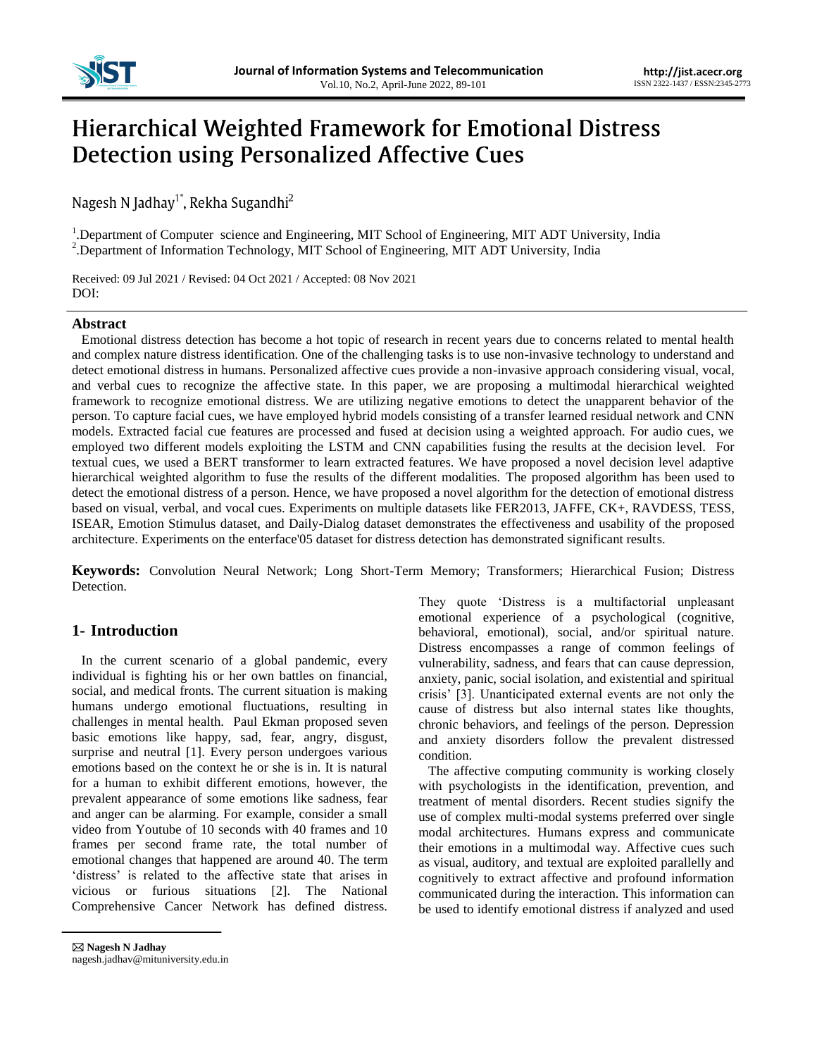# Hierarchical Weighted Framework for Emotional Distress Detection using Personalized Affective Cues

Nagesh N Jadhay[1*], Rekha Sugandhi[2]

[1].Department of Computer science and Engineering, MIT School of Engineering, MIT ADT University, India
[2].Department of Information Technology, MIT School of Engineering, MIT ADT University, India

Received: 09 Jul 2021 / Revised: 04 Oct 2021 / Accepted: 08 Nov 2021
DOI:

## Abstract

Emotional distress detection has become a hot topic of research in recent years due to concerns related to mental health and complex nature distress identification. One of the challenging tasks is to use non-invasive technology to understand and detect emotional distress in humans. Personalized affective cues provide a non-invasive approach considering visual, vocal, and verbal cues to recognize the affective state. In this paper, we are proposing a multimodal hierarchical weighted framework to recognize emotional distress. We are utilizing negative emotions to detect the unapparent behavior of the person. To capture facial cues, we have employed hybrid models consisting of a transfer learned residual network and CNN models. Extracted facial cue features are processed and fused at decision using a weighted approach. For audio cues, we employed two different models exploiting the LSTM and CNN capabilities fusing the results at the decision level. For textual cues, we used a BERT transformer to learn extracted features. We have proposed a novel decision level adaptive hierarchical weighted algorithm to fuse the results of the different modalities. The proposed algorithm has been used to detect the emotional distress of a person. Hence, we have proposed a novel algorithm for the detection of emotional distress based on visual, verbal, and vocal cues. Experiments on multiple datasets like FER2013, JAFFE, CK+, RAVDESS, TESS, ISEAR, Emotion Stimulus dataset, and Daily-Dialog dataset demonstrates the effectiveness and usability of the proposed architecture. Experiments on the enterface'05 dataset for distress detection has demonstrated significant results.

**Keywords:** Convolution Neural Network; Long Short-Term Memory; Transformers; Hierarchical Fusion; Distress Detection.

## 1- Introduction

In the current scenario of a global pandemic, every individual is fighting his or her own battles on financial, social, and medical fronts. The current situation is making humans undergo emotional fluctuations, resulting in challenges in mental health. Paul Ekman proposed seven basic emotions like happy, sad, fear, angry, disgust, surprise and neutral [1]. Every person undergoes various emotions based on the context he or she is in. It is natural for a human to exhibit different emotions, however, the prevalent appearance of some emotions like sadness, fear and anger can be alarming. For example, consider a small video from Youtube of 10 seconds with 40 frames and 10 frames per second frame rate, the total number of emotional changes that happened are around 40. The term 'distress' is related to the affective state that arises in vicious or furious situations [2]. The National Comprehensive Cancer Network has defined distress. They quote 'Distress is a multifactorial unpleasant emotional experience of a psychological (cognitive, behavioral, emotional), social, and/or spiritual nature. Distress encompasses a range of common feelings of vulnerability, sadness, and fears that can cause depression, anxiety, panic, social isolation, and existential and spiritual crisis' [3]. Unanticipated external events are not only the cause of distress but also internal states like thoughts, chronic behaviors, and feelings of the person. Depression and anxiety disorders follow the prevalent distressed condition.

The affective computing community is working closely with psychologists in the identification, prevention, and treatment of mental disorders. Recent studies signify the use of complex multi-modal systems preferred over single modal architectures. Humans express and communicate their emotions in a multimodal way. Affective cues such as visual, auditory, and textual are exploited parallelly and cognitively to extract affective and profound information communicated during the interaction. This information can be used to identify emotional distress if analyzed and used

✉ **Nagesh N Jadhay**
nagesh.jadhav@mituniversity.edu.in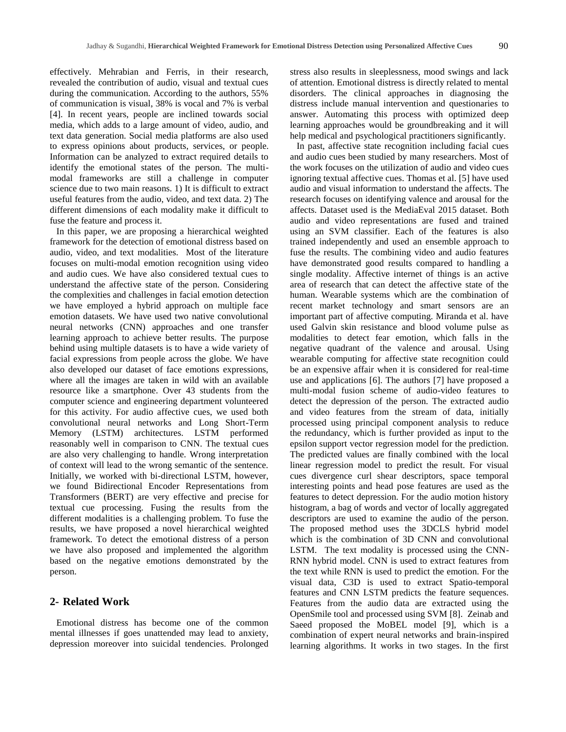effectively. Mehrabian and Ferris, in their research, revealed the contribution of audio, visual and textual cues during the communication. According to the authors, 55% of communication is visual, 38% is vocal and 7% is verbal [4]. In recent years, people are inclined towards social media, which adds to a large amount of video, audio, and text data generation. Social media platforms are also used to express opinions about products, services, or people. Information can be analyzed to extract required details to identify the emotional states of the person. The multi-modal frameworks are still a challenge in computer science due to two main reasons. 1) It is difficult to extract useful features from the audio, video, and text data. 2) The different dimensions of each modality make it difficult to fuse the feature and process it.

In this paper, we are proposing a hierarchical weighted framework for the detection of emotional distress based on audio, video, and text modalities. Most of the literature focuses on multi-modal emotion recognition using video and audio cues. We have also considered textual cues to understand the affective state of the person. Considering the complexities and challenges in facial emotion detection we have employed a hybrid approach on multiple face emotion datasets. We have used two native convolutional neural networks (CNN) approaches and one transfer learning approach to achieve better results. The purpose behind using multiple datasets is to have a wide variety of facial expressions from people across the globe. We have also developed our dataset of face emotions expressions, where all the images are taken in wild with an available resource like a smartphone. Over 43 students from the computer science and engineering department volunteered for this activity. For audio affective cues, we used both convolutional neural networks and Long Short-Term Memory (LSTM) architectures. LSTM performed reasonably well in comparison to CNN. The textual cues are also very challenging to handle. Wrong interpretation of context will lead to the wrong semantic of the sentence. Initially, we worked with bi-directional LSTM, however, we found Bidirectional Encoder Representations from Transformers (BERT) are very effective and precise for textual cue processing. Fusing the results from the different modalities is a challenging problem. To fuse the results, we have proposed a novel hierarchical weighted framework. To detect the emotional distress of a person we have also proposed and implemented the algorithm based on the negative emotions demonstrated by the person.

## 2- Related Work

Emotional distress has become one of the common mental illnesses if goes unattended may lead to anxiety, depression moreover into suicidal tendencies. Prolonged stress also results in sleeplessness, mood swings and lack of attention. Emotional distress is directly related to mental disorders. The clinical approaches in diagnosing the distress include manual intervention and questionaries to answer. Automating this process with optimized deep learning approaches would be groundbreaking and it will help medical and psychological practitioners significantly.

In past, affective state recognition including facial cues and audio cues been studied by many researchers. Most of the work focuses on the utilization of audio and video cues ignoring textual affective cues. Thomas et al. [5] have used audio and visual information to understand the affects. The research focuses on identifying valence and arousal for the affects. Dataset used is the MediaEval 2015 dataset. Both audio and video representations are fused and trained using an SVM classifier. Each of the features is also trained independently and used an ensemble approach to fuse the results. The combining video and audio features have demonstrated good results compared to handling a single modality. Affective internet of things is an active area of research that can detect the affective state of the human. Wearable systems which are the combination of recent market technology and smart sensors are an important part of affective computing. Miranda et al. have used Galvin skin resistance and blood volume pulse as modalities to detect fear emotion, which falls in the negative quadrant of the valence and arousal. Using wearable computing for affective state recognition could be an expensive affair when it is considered for real-time use and applications [6]. The authors [7] have proposed a multi-modal fusion scheme of audio-video features to detect the depression of the person. The extracted audio and video features from the stream of data, initially processed using principal component analysis to reduce the redundancy, which is further provided as input to the epsilon support vector regression model for the prediction. The predicted values are finally combined with the local linear regression model to predict the result. For visual cues divergence curl shear descriptors, space temporal interesting points and head pose features are used as the features to detect depression. For the audio motion history histogram, a bag of words and vector of locally aggregated descriptors are used to examine the audio of the person. The proposed method uses the 3DCLS hybrid model which is the combination of 3D CNN and convolutional LSTM. The text modality is processed using the CNN-RNN hybrid model. CNN is used to extract features from the text while RNN is used to predict the emotion. For the visual data, C3D is used to extract Spatio-temporal features and CNN LSTM predicts the feature sequences. Features from the audio data are extracted using the OpenSmile tool and processed using SVM [8]. Zeinab and Saeed proposed the MoBEL model [9], which is a combination of expert neural networks and brain-inspired learning algorithms. It works in two stages. In the first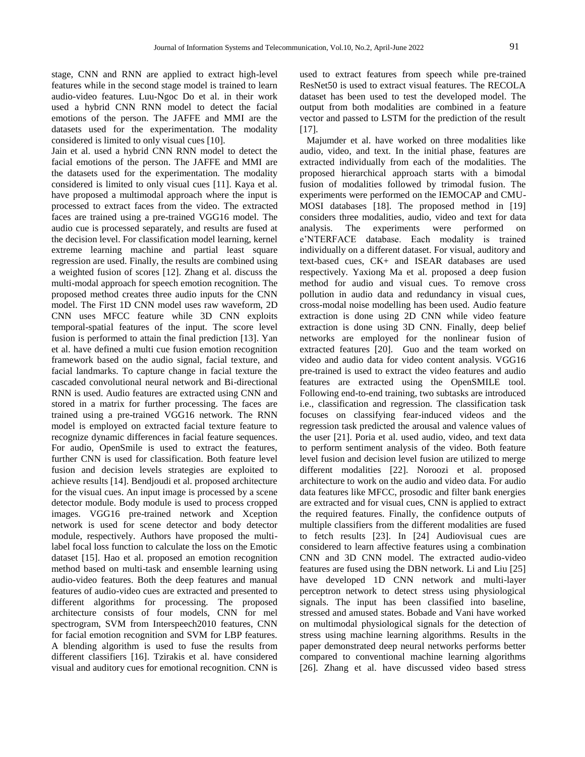stage, CNN and RNN are applied to extract high-level features while in the second stage model is trained to learn audio-video features. Luu-Ngoc Do et al. in their work used a hybrid CNN RNN model to detect the facial emotions of the person. The JAFFE and MMI are the datasets used for the experimentation. The modality considered is limited to only visual cues [10].

Jain et al. used a hybrid CNN RNN model to detect the facial emotions of the person. The JAFFE and MMI are the datasets used for the experimentation. The modality considered is limited to only visual cues [11]. Kaya et al. have proposed a multimodal approach where the input is processed to extract faces from the video. The extracted faces are trained using a pre-trained VGG16 model. The audio cue is processed separately, and results are fused at the decision level. For classification model learning, kernel extreme learning machine and partial least square regression are used. Finally, the results are combined using a weighted fusion of scores [12]. Zhang et al. discuss the multi-modal approach for speech emotion recognition. The proposed method creates three audio inputs for the CNN model. The First 1D CNN model uses raw waveform, 2D CNN uses MFCC feature while 3D CNN exploits temporal-spatial features of the input. The score level fusion is performed to attain the final prediction [13]. Yan et al. have defined a multi cue fusion emotion recognition framework based on the audio signal, facial texture, and facial landmarks. To capture change in facial texture the cascaded convolutional neural network and Bi-directional RNN is used. Audio features are extracted using CNN and stored in a matrix for further processing. The faces are trained using a pre-trained VGG16 network. The RNN model is employed on extracted facial texture feature to recognize dynamic differences in facial feature sequences. For audio, OpenSmile is used to extract the features, further CNN is used for classification. Both feature level fusion and decision levels strategies are exploited to achieve results [14]. Bendjoudi et al. proposed architecture for the visual cues. An input image is processed by a scene detector module. Body module is used to process cropped images. VGG16 pre-trained network and Xception network is used for scene detector and body detector module, respectively. Authors have proposed the multi-label focal loss function to calculate the loss on the Emotic dataset [15]. Hao et al. proposed an emotion recognition method based on multi-task and ensemble learning using audio-video features. Both the deep features and manual features of audio-video cues are extracted and presented to different algorithms for processing. The proposed architecture consists of four models, CNN for mel spectrogram, SVM from Interspeech2010 features, CNN for facial emotion recognition and SVM for LBP features. A blending algorithm is used to fuse the results from different classifiers [16]. Tzirakis et al. have considered visual and auditory cues for emotional recognition. CNN is used to extract features from speech while pre-trained ResNet50 is used to extract visual features. The RECOLA dataset has been used to test the developed model. The output from both modalities are combined in a feature vector and passed to LSTM for the prediction of the result [17].

Majumder et al. have worked on three modalities like audio, video, and text. In the initial phase, features are extracted individually from each of the modalities. The proposed hierarchical approach starts with a bimodal fusion of modalities followed by trimodal fusion. The experiments were performed on the IEMOCAP and CMU-MOSI databases [18]. The proposed method in [19] considers three modalities, audio, video and text for data analysis. The experiments were performed on e'NTERFACE database. Each modality is trained individually on a different dataset. For visual, auditory and text-based cues, CK+ and ISEAR databases are used respectively. Yaxiong Ma et al. proposed a deep fusion method for audio and visual cues. To remove cross pollution in audio data and redundancy in visual cues, cross-modal noise modelling has been used. Audio feature extraction is done using 2D CNN while video feature extraction is done using 3D CNN. Finally, deep belief networks are employed for the nonlinear fusion of extracted features [20]. Guo and the team worked on video and audio data for video content analysis. VGG16 pre-trained is used to extract the video features and audio features are extracted using the OpenSMILE tool. Following end-to-end training, two subtasks are introduced i.e., classification and regression. The classification task focuses on classifying fear-induced videos and the regression task predicted the arousal and valence values of the user [21]. Poria et al. used audio, video, and text data to perform sentiment analysis of the video. Both feature level fusion and decision level fusion are utilized to merge different modalities [22]. Noroozi et al. proposed architecture to work on the audio and video data. For audio data features like MFCC, prosodic and filter bank energies are extracted and for visual cues, CNN is applied to extract the required features. Finally, the confidence outputs of multiple classifiers from the different modalities are fused to fetch results [23]. In [24] Audiovisual cues are considered to learn affective features using a combination CNN and 3D CNN model. The extracted audio-video features are fused using the DBN network. Li and Liu [25] have developed 1D CNN network and multi-layer perceptron network to detect stress using physiological signals. The input has been classified into baseline, stressed and amused states. Bobade and Vani have worked on multimodal physiological signals for the detection of stress using machine learning algorithms. Results in the paper demonstrated deep neural networks performs better compared to conventional machine learning algorithms [26]. Zhang et al. have discussed video based stress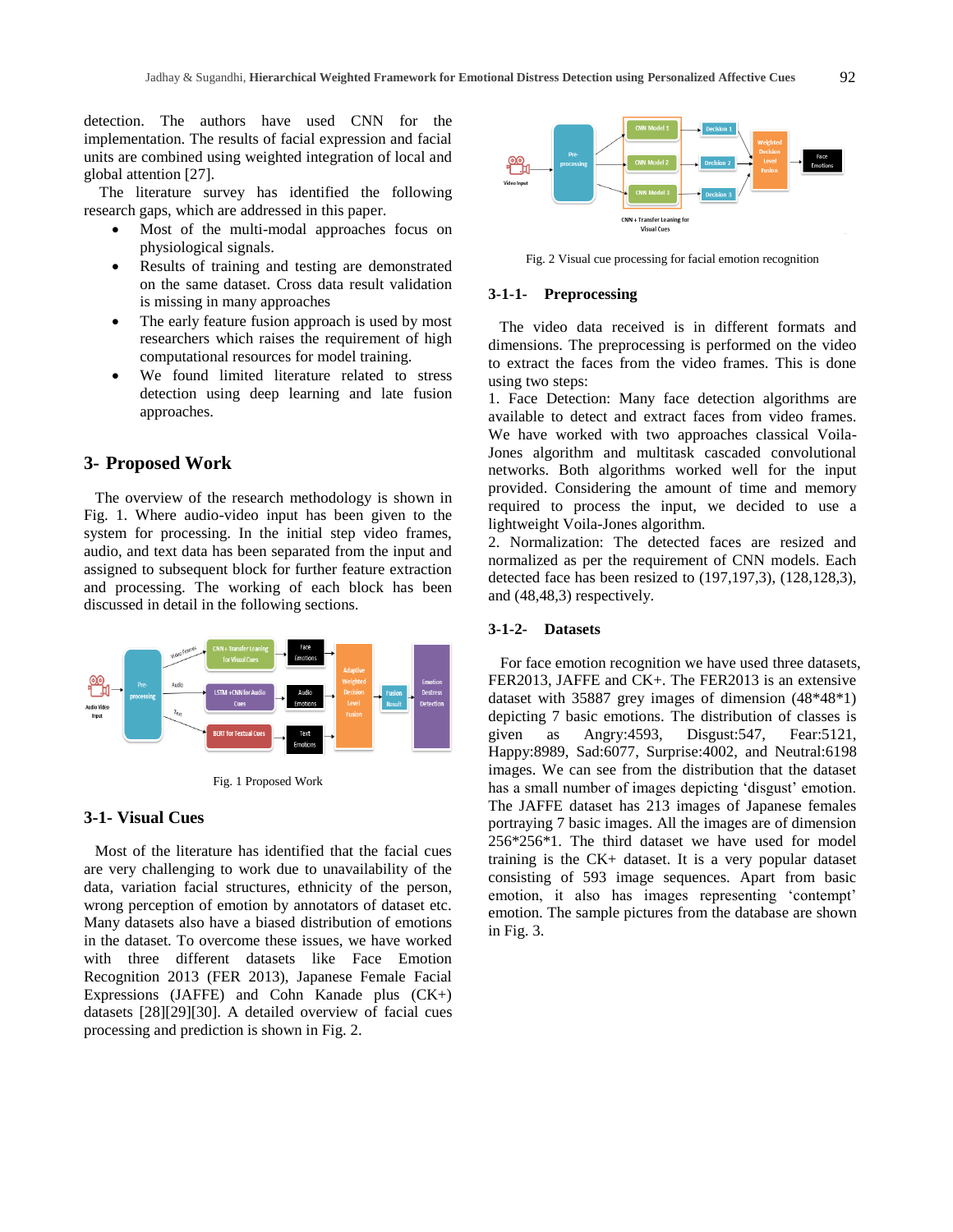detection. The authors have used CNN for the implementation. The results of facial expression and facial units are combined using weighted integration of local and global attention [27].

The literature survey has identified the following research gaps, which are addressed in this paper.

- Most of the multi-modal approaches focus on physiological signals.
- Results of training and testing are demonstrated on the same dataset. Cross data result validation is missing in many approaches
- The early feature fusion approach is used by most researchers which raises the requirement of high computational resources for model training.
- We found limited literature related to stress detection using deep learning and late fusion approaches.

## 3- Proposed Work

The overview of the research methodology is shown in Fig. 1. Where audio-video input has been given to the system for processing. In the initial step video frames, audio, and text data has been separated from the input and assigned to subsequent block for further feature extraction and processing. The working of each block has been discussed in detail in the following sections.

Fig. 1 Proposed Work

### 3-1- Visual Cues

Most of the literature has identified that the facial cues are very challenging to work due to unavailability of the data, variation facial structures, ethnicity of the person, wrong perception of emotion by annotators of dataset etc. Many datasets also have a biased distribution of emotions in the dataset. To overcome these issues, we have worked with three different datasets like Face Emotion Recognition 2013 (FER 2013), Japanese Female Facial Expressions (JAFFE) and Cohn Kanade plus (CK+) datasets [28][29][30]. A detailed overview of facial cues processing and prediction is shown in Fig. 2.

Fig. 2 Visual cue processing for facial emotion recognition

#### 3-1-1- Preprocessing

The video data received is in different formats and dimensions. The preprocessing is performed on the video to extract the faces from the video frames. This is done using two steps:

1. Face Detection: Many face detection algorithms are available to detect and extract faces from video frames. We have worked with two approaches classical Voila-Jones algorithm and multitask cascaded convolutional networks. Both algorithms worked well for the input provided. Considering the amount of time and memory required to process the input, we decided to use a lightweight Voila-Jones algorithm.
2. Normalization: The detected faces are resized and normalized as per the requirement of CNN models. Each detected face has been resized to (197,197,3), (128,128,3), and (48,48,3) respectively.

#### 3-1-2- Datasets

For face emotion recognition we have used three datasets, FER2013, JAFFE and CK+. The FER2013 is an extensive dataset with 35887 grey images of dimension (48*48*1) depicting 7 basic emotions. The distribution of classes is given as Angry:4593, Disgust:547, Fear:5121, Happy:8989, Sad:6077, Surprise:4002, and Neutral:6198 images. We can see from the distribution that the dataset has a small number of images depicting 'disgust' emotion. The JAFFE dataset has 213 images of Japanese females portraying 7 basic images. All the images are of dimension 256*256*1. The third dataset we have used for model training is the CK+ dataset. It is a very popular dataset consisting of 593 image sequences. Apart from basic emotion, it also has images representing 'contempt' emotion. The sample pictures from the database are shown in Fig. 3.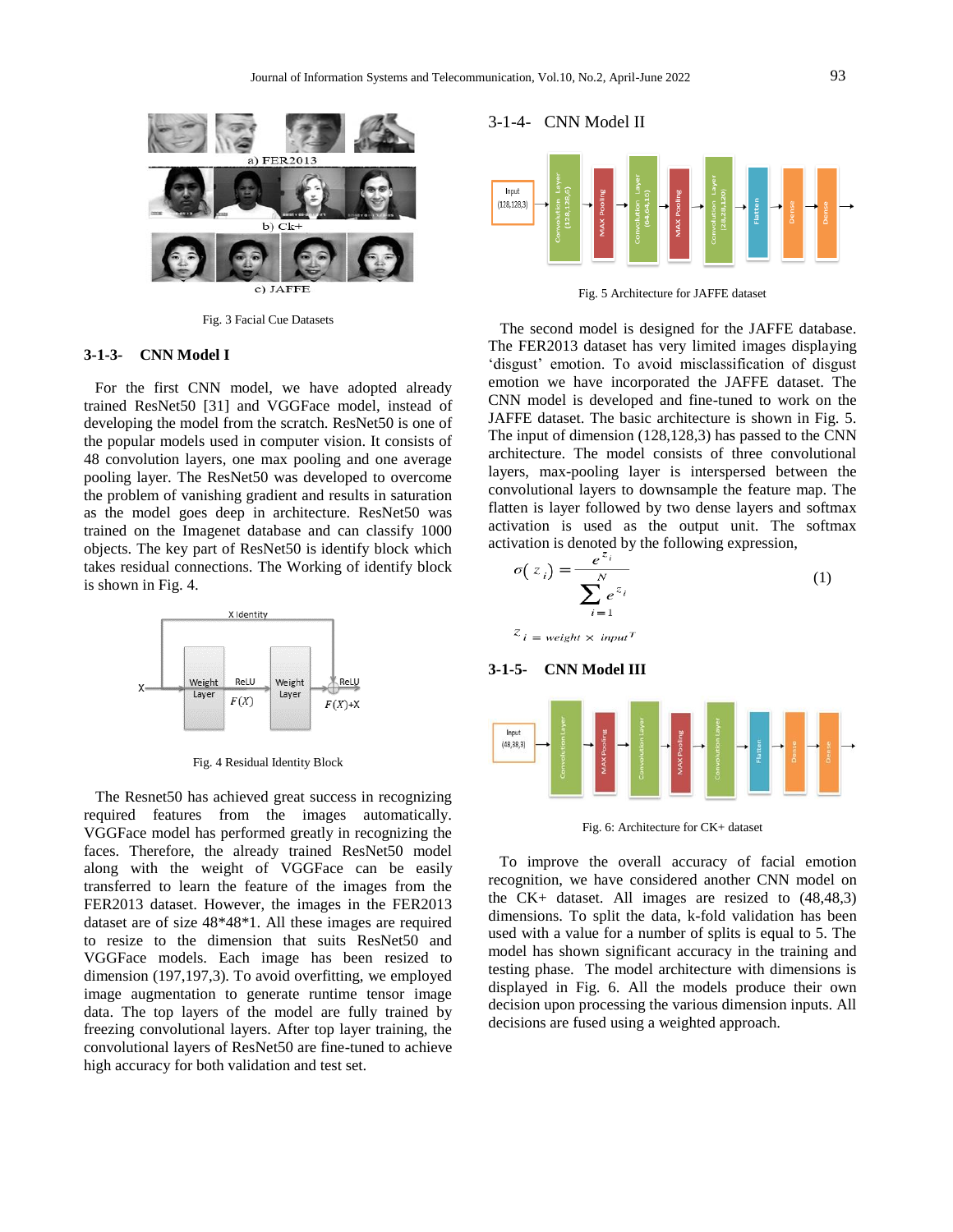Fig. 3 Facial Cue Datasets

### 3-1-3- CNN Model I

For the first CNN model, we have adopted already trained ResNet50 [31] and VGGFace model, instead of developing the model from the scratch. ResNet50 is one of the popular models used in computer vision. It consists of 48 convolution layers, one max pooling and one average pooling layer. The ResNet50 was developed to overcome the problem of vanishing gradient and results in saturation as the model goes deep in architecture. ResNet50 was trained on the Imagenet database and can classify 1000 objects. The key part of ResNet50 is identify block which takes residual connections. The Working of identify block is shown in Fig. 4.

Fig. 4 Residual Identity Block

The Resnet50 has achieved great success in recognizing required features from the images automatically. VGGFace model has performed greatly in recognizing the faces. Therefore, the already trained ResNet50 model along with the weight of VGGFace can be easily transferred to learn the feature of the images from the FER2013 dataset. However, the images in the FER2013 dataset are of size 48*48*1. All these images are required to resize to the dimension that suits ResNet50 and VGGFace models. Each image has been resized to dimension (197,197,3). To avoid overfitting, we employed image augmentation to generate runtime tensor image data. The top layers of the model are fully trained by freezing convolutional layers. After top layer training, the convolutional layers of ResNet50 are fine-tuned to achieve high accuracy for both validation and test set.

### 3-1-4- CNN Model II

Fig. 5 Architecture for JAFFE dataset

The second model is designed for the JAFFE database. The FER2013 dataset has very limited images displaying 'disgust' emotion. To avoid misclassification of disgust emotion we have incorporated the JAFFE dataset. The CNN model is developed and fine-tuned to work on the JAFFE dataset. The basic architecture is shown in Fig. 5. The input of dimension (128,128,3) has passed to the CNN architecture. The model consists of three convolutional layers, max-pooling layer is interspersed between the convolutional layers to downsample the feature map. The flatten is layer followed by two dense layers and softmax activation is used as the output unit. The softmax activation is denoted by the following expression,

$$\sigma(z_i) = \frac{e^{z_i}}{\sum_{i=1}^{N} e^{z_i}} \tag{1}$$

$$z_i = weight \times input^T$$

### 3-1-5- CNN Model III

Fig. 6: Architecture for CK+ dataset

To improve the overall accuracy of facial emotion recognition, we have considered another CNN model on the CK+ dataset. All images are resized to (48,48,3) dimensions. To split the data, k-fold validation has been used with a value for a number of splits is equal to 5. The model has shown significant accuracy in the training and testing phase. The model architecture with dimensions is displayed in Fig. 6. All the models produce their own decision upon processing the various dimension inputs. All decisions are fused using a weighted approach.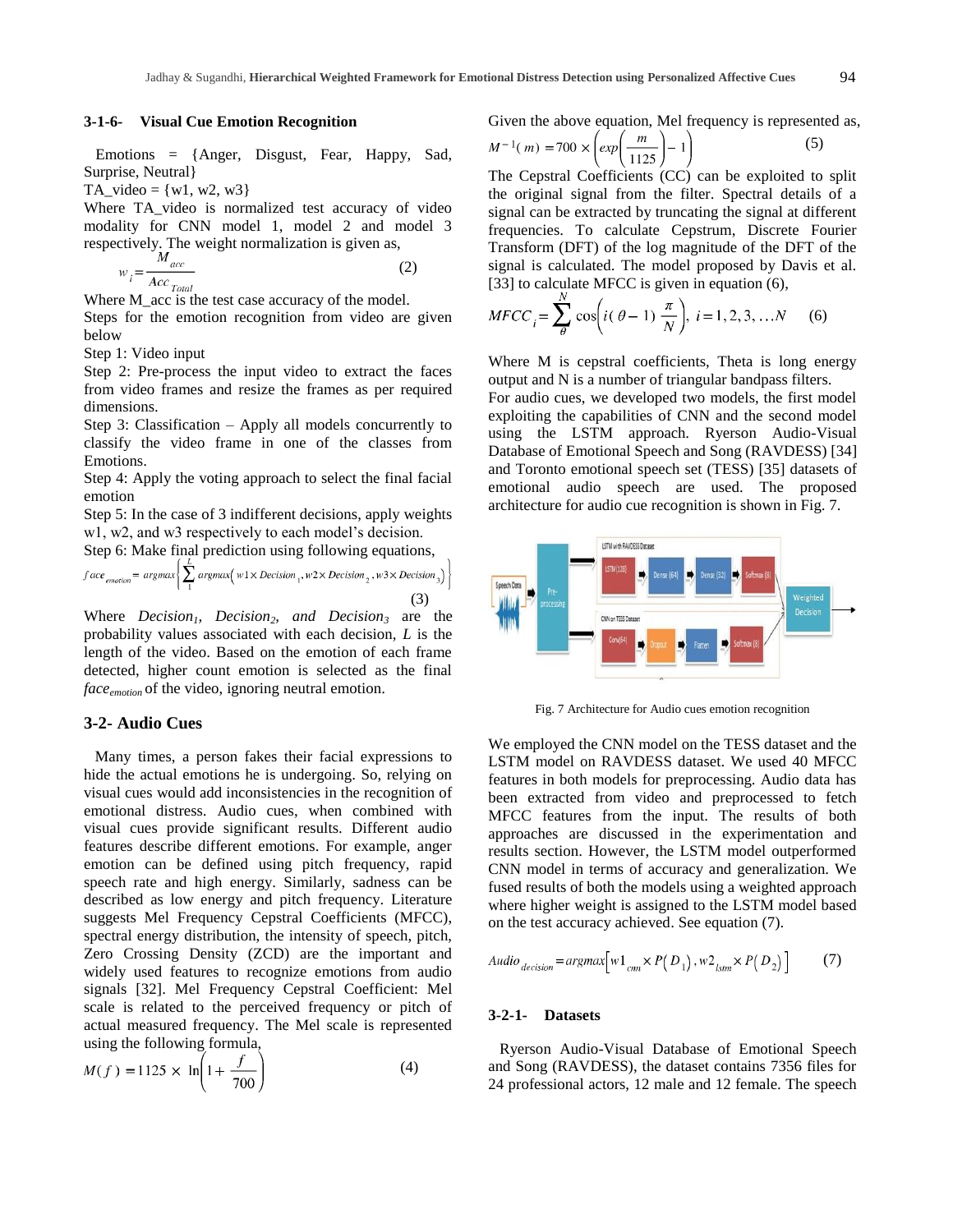#### 3-1-6- Visual Cue Emotion Recognition

Emotions = {Anger, Disgust, Fear, Happy, Sad, Surprise, Neutral}

TA_video = {w1, w2, w3}

Where TA_video is normalized test accuracy of video modality for CNN model 1, model 2 and model 3 respectively. The weight normalization is given as,

$$w_i = \frac{M_{acc}}{Acc_{Total}} \quad (2)$$

Where M_acc is the test case accuracy of the model.

Steps for the emotion recognition from video are given below

Step 1: Video input

Step 2: Pre-process the input video to extract the faces from video frames and resize the frames as per required dimensions.

Step 3: Classification – Apply all models concurrently to classify the video frame in one of the classes from Emotions.

Step 4: Apply the voting approach to select the final facial emotion

Step 5: In the case of 3 indifferent decisions, apply weights w1, w2, and w3 respectively to each model's decision.

Step 6: Make final prediction using following equations,

$$face_{emotion} = argmax\left\{\sum_{1}^{L} argmax\left(w1 \times Decision_1, w2 \times Decision_2, w3 \times Decision_3\right)\right\} \quad (3)$$

Where *Decision₁*, *Decision₂*, *and Decision₃* are the probability values associated with each decision, *L* is the length of the video. Based on the emotion of each frame detected, higher count emotion is selected as the final $face_{emotion}$ of the video, ignoring neutral emotion.

### 3-2- Audio Cues

Many times, a person fakes their facial expressions to hide the actual emotions he is undergoing. So, relying on visual cues would add inconsistencies in the recognition of emotional distress. Audio cues, when combined with visual cues provide significant results. Different audio features describe different emotions. For example, anger emotion can be defined using pitch frequency, rapid speech rate and high energy. Similarly, sadness can be described as low energy and pitch frequency. Literature suggests Mel Frequency Cepstral Coefficients (MFCC), spectral energy distribution, the intensity of speech, pitch, Zero Crossing Density (ZCD) are the important and widely used features to recognize emotions from audio signals [32]. Mel Frequency Cepstral Coefficient: Mel scale is related to the perceived frequency or pitch of actual measured frequency. The Mel scale is represented using the following formula,

$$M(f) = 1125 \times \ln\left(1 + \frac{f}{700}\right) \quad (4)$$

Given the above equation, Mel frequency is represented as,

$$M^{-1}(m) = 700 \times \left(exp\left(\frac{m}{1125}\right) - 1\right) \quad (5)$$

The Cepstral Coefficients (CC) can be exploited to split the original signal from the filter. Spectral details of a signal can be extracted by truncating the signal at different frequencies. To calculate Cepstrum, Discrete Fourier Transform (DFT) of the log magnitude of the DFT of the signal is calculated. The model proposed by Davis et al. [33] to calculate MFCC is given in equation (6),

$$MFCC_i = \sum_{\theta}^{N} \cos\left(i(\theta - 1)\frac{\pi}{N}\right), \; i = 1, 2, 3, \ldots N \quad (6)$$

Where M is cepstral coefficients, Theta is long energy output and N is a number of triangular bandpass filters.

For audio cues, we developed two models, the first model exploiting the capabilities of CNN and the second model using the LSTM approach. Ryerson Audio-Visual Database of Emotional Speech and Song (RAVDESS) [34] and Toronto emotional speech set (TESS) [35] datasets of emotional audio speech are used. The proposed architecture for audio cue recognition is shown in Fig. 7.

Fig. 7 Architecture for Audio cues emotion recognition

We employed the CNN model on the TESS dataset and the LSTM model on RAVDESS dataset. We used 40 MFCC features in both models for preprocessing. Audio data has been extracted from video and preprocessed to fetch MFCC features from the input. The results of both approaches are discussed in the experimentation and results section. However, the LSTM model outperformed CNN model in terms of accuracy and generalization. We fused results of both the models using a weighted approach where higher weight is assigned to the LSTM model based on the test accuracy achieved. See equation (7).

$$Audio_{decision} = argmax\left[w1_{cnn} \times P(D_1), w2_{lstm} \times P(D_2)\right] \quad (7)$$

#### 3-2-1- Datasets

Ryerson Audio-Visual Database of Emotional Speech and Song (RAVDESS), the dataset contains 7356 files for 24 professional actors, 12 male and 12 female. The speech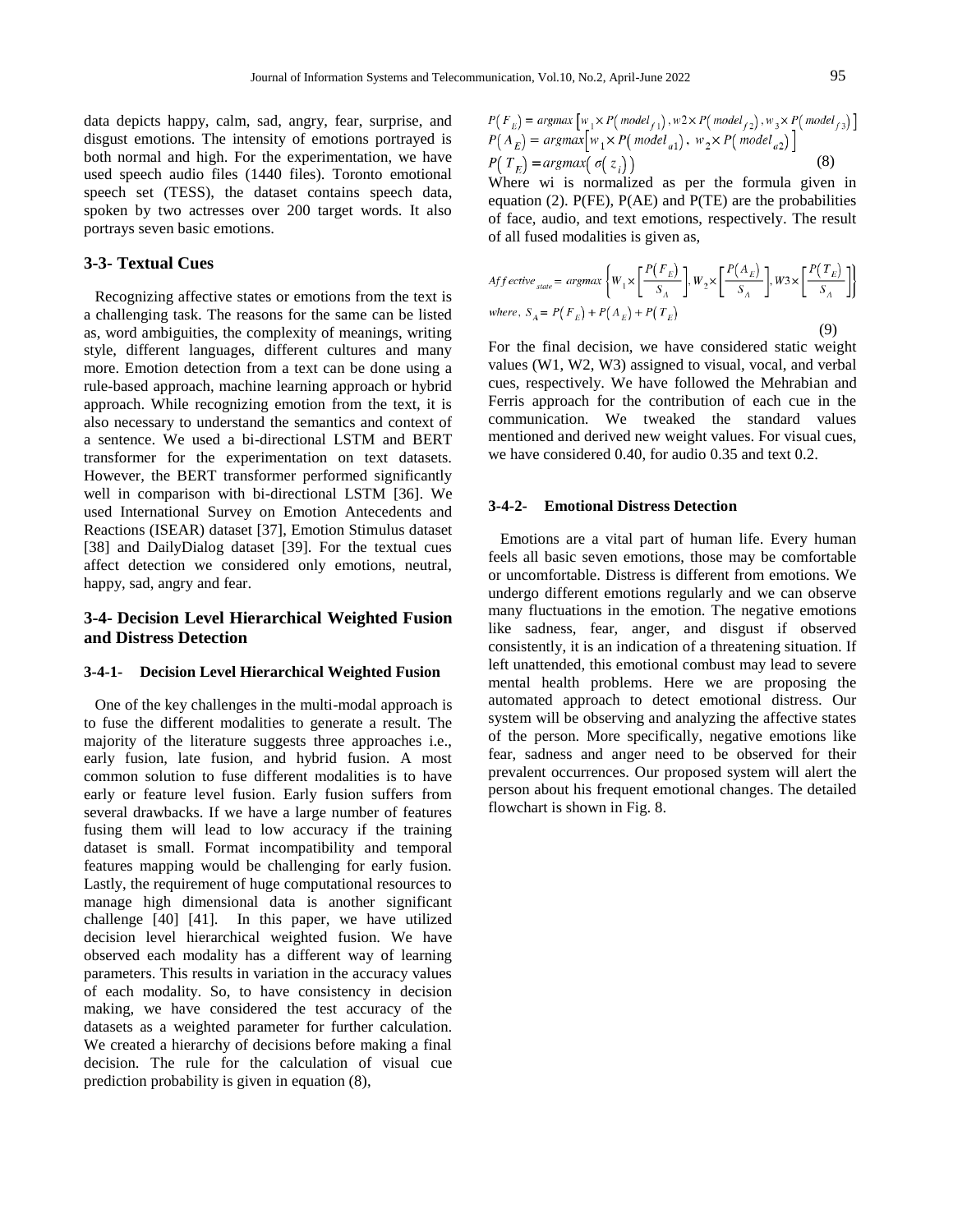data depicts happy, calm, sad, angry, fear, surprise, and disgust emotions. The intensity of emotions portrayed is both normal and high. For the experimentation, we have used speech audio files (1440 files). Toronto emotional speech set (TESS), the dataset contains speech data, spoken by two actresses over 200 target words. It also portrays seven basic emotions.

## 3-3- Textual Cues

Recognizing affective states or emotions from the text is a challenging task. The reasons for the same can be listed as, word ambiguities, the complexity of meanings, writing style, different languages, different cultures and many more. Emotion detection from a text can be done using a rule-based approach, machine learning approach or hybrid approach. While recognizing emotion from the text, it is also necessary to understand the semantics and context of a sentence. We used a bi-directional LSTM and BERT transformer for the experimentation on text datasets. However, the BERT transformer performed significantly well in comparison with bi-directional LSTM [36]. We used International Survey on Emotion Antecedents and Reactions (ISEAR) dataset [37], Emotion Stimulus dataset [38] and DailyDialog dataset [39]. For the textual cues affect detection we considered only emotions, neutral, happy, sad, angry and fear.

## 3-4- Decision Level Hierarchical Weighted Fusion and Distress Detection

### 3-4-1- Decision Level Hierarchical Weighted Fusion

One of the key challenges in the multi-modal approach is to fuse the different modalities to generate a result. The majority of the literature suggests three approaches i.e., early fusion, late fusion, and hybrid fusion. A most common solution to fuse different modalities is to have early or feature level fusion. Early fusion suffers from several drawbacks. If we have a large number of features fusing them will lead to low accuracy if the training dataset is small. Format incompatibility and temporal features mapping would be challenging for early fusion. Lastly, the requirement of huge computational resources to manage high dimensional data is another significant challenge [40] [41]. In this paper, we have utilized decision level hierarchical weighted fusion. We have observed each modality has a different way of learning parameters. This results in variation in the accuracy values of each modality. So, to have consistency in decision making, we have considered the test accuracy of the datasets as a weighted parameter for further calculation. We created a hierarchy of decisions before making a final decision. The rule for the calculation of visual cue prediction probability is given in equation (8),

$$P(F_E) = argmax\left[w_1 \times P(model_{f1}), w2 \times P(model_{f2}), w_3 \times P(model_{f3})\right]$$
$$P(A_E) = argmax\left[w_1 \times P(model_{a1}),\ w_2 \times P(model_{a2})\right]$$
$$P(T_E) = argmax(\sigma(z_i)) \tag{8}$$

Where wi is normalized as per the formula given in equation (2). P(FE), P(AE) and P(TE) are the probabilities of face, audio, and text emotions, respectively. The result of all fused modalities is given as,

$$Affective_{state} = argmax\left\{W_1 \times \left[\frac{P(F_E)}{S_A}\right], W_2 \times \left[\frac{P(A_E)}{S_A}\right], W3 \times \left[\frac{P(T_E)}{S_A}\right]\right\}$$
$$where,\ S_A = P(F_E) + P(A_E) + P(T_E) \tag{9}$$

For the final decision, we have considered static weight values (W1, W2, W3) assigned to visual, vocal, and verbal cues, respectively. We have followed the Mehrabian and Ferris approach for the contribution of each cue in the communication. We tweaked the standard values mentioned and derived new weight values. For visual cues, we have considered 0.40, for audio 0.35 and text 0.2.

### 3-4-2- Emotional Distress Detection

Emotions are a vital part of human life. Every human feels all basic seven emotions, those may be comfortable or uncomfortable. Distress is different from emotions. We undergo different emotions regularly and we can observe many fluctuations in the emotion. The negative emotions like sadness, fear, anger, and disgust if observed consistently, it is an indication of a threatening situation. If left unattended, this emotional combust may lead to severe mental health problems. Here we are proposing the automated approach to detect emotional distress. Our system will be observing and analyzing the affective states of the person. More specifically, negative emotions like fear, sadness and anger need to be observed for their prevalent occurrences. Our proposed system will alert the person about his frequent emotional changes. The detailed flowchart is shown in Fig. 8.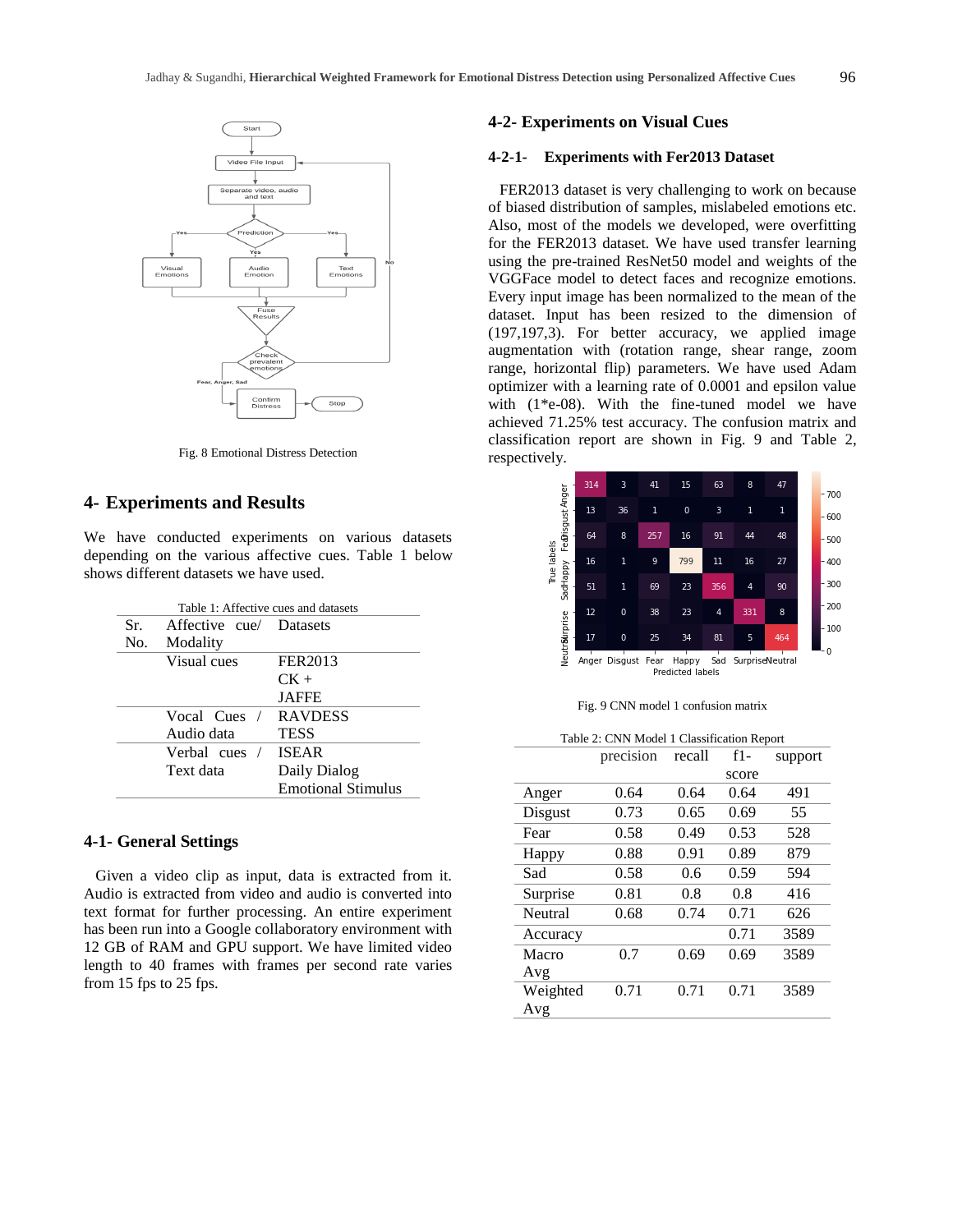Fig. 8 Emotional Distress Detection

## 4- Experiments and Results

We have conducted experiments on various datasets depending on the various affective cues. Table 1 below shows different datasets we have used.

Table 1: Affective cues and datasets

| Sr. No. | Affective cue/ Modality | Datasets |
|---|---|---|
| | Visual cues | FER2013<br>CK +<br>JAFFE |
| | Vocal Cues / Audio data | RAVDESS<br>TESS |
| | Verbal cues / Text data | ISEAR<br>Daily Dialog<br>Emotional Stimulus |

### 4-1- General Settings

Given a video clip as input, data is extracted from it. Audio is extracted from video and audio is converted into text format for further processing. An entire experiment has been run into a Google collaboratory environment with 12 GB of RAM and GPU support. We have limited video length to 40 frames with frames per second rate varies from 15 fps to 25 fps.

### 4-2- Experiments on Visual Cues

#### 4-2-1- Experiments with Fer2013 Dataset

FER2013 dataset is very challenging to work on because of biased distribution of samples, mislabeled emotions etc. Also, most of the models we developed, were overfitting for the FER2013 dataset. We have used transfer learning using the pre-trained ResNet50 model and weights of the VGGFace model to detect faces and recognize emotions. Every input image has been normalized to the mean of the dataset. Input has been resized to the dimension of (197,197,3). For better accuracy, we applied image augmentation with (rotation range, shear range, zoom range, horizontal flip) parameters. We have used Adam optimizer with a learning rate of 0.0001 and epsilon value with (1*e-08). With the fine-tuned model we have achieved 71.25% test accuracy. The confusion matrix and classification report are shown in Fig. 9 and Table 2, respectively.

| True \ Predicted | Anger | Disgust | Fear | Happy | Sad | Surprise | Neutral |
|---|---|---|---|---|---|---|---|
| Anger | 314 | 3 | 41 | 15 | 63 | 8 | 47 |
| Disgust | 13 | 36 | 1 | 0 | 3 | 1 | 1 |
| Fear | 64 | 8 | 257 | 16 | 91 | 44 | 48 |
| Happy | 16 | 1 | 9 | 799 | 11 | 16 | 27 |
| Sad | 51 | 1 | 69 | 23 | 356 | 4 | 90 |
| Surprise | 12 | 0 | 38 | 23 | 4 | 331 | 8 |
| Neutral | 17 | 0 | 25 | 34 | 81 | 5 | 464 |

Fig. 9 CNN model 1 confusion matrix

Table 2: CNN Model 1 Classification Report

| | precision | recall | f1-score | support |
|---|---|---|---|---|
| Anger | 0.64 | 0.64 | 0.64 | 491 |
| Disgust | 0.73 | 0.65 | 0.69 | 55 |
| Fear | 0.58 | 0.49 | 0.53 | 528 |
| Happy | 0.88 | 0.91 | 0.89 | 879 |
| Sad | 0.58 | 0.6 | 0.59 | 594 |
| Surprise | 0.81 | 0.8 | 0.8 | 416 |
| Neutral | 0.68 | 0.74 | 0.71 | 626 |
| Accuracy | | | 0.71 | 3589 |
| Macro Avg | 0.7 | 0.69 | 0.69 | 3589 |
| Weighted Avg | 0.71 | 0.71 | 0.71 | 3589 |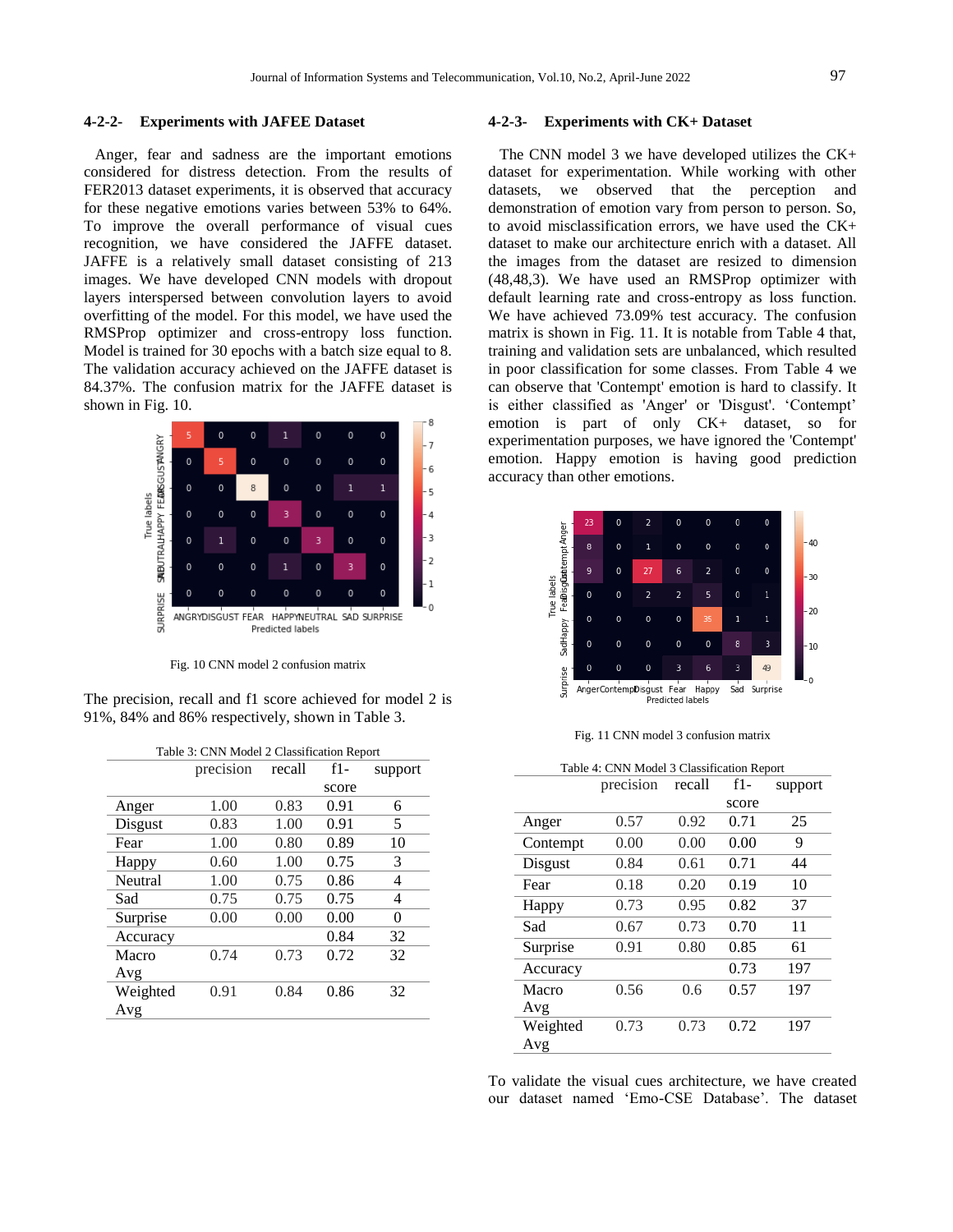#### 4-2-2- Experiments with JAFEE Dataset

Anger, fear and sadness are the important emotions considered for distress detection. From the results of FER2013 dataset experiments, it is observed that accuracy for these negative emotions varies between 53% to 64%. To improve the overall performance of visual cues recognition, we have considered the JAFFE dataset. JAFFE is a relatively small dataset consisting of 213 images. We have developed CNN models with dropout layers interspersed between convolution layers to avoid overfitting of the model. For this model, we have used the RMSProp optimizer and cross-entropy loss function. Model is trained for 30 epochs with a batch size equal to 8. The validation accuracy achieved on the JAFFE dataset is 84.37%. The confusion matrix for the JAFFE dataset is shown in Fig. 10.

Fig. 10 CNN model 2 confusion matrix

The precision, recall and f1 score achieved for model 2 is 91%, 84% and 86% respectively, shown in Table 3.

Table 3: CNN Model 2 Classification Report

| | precision | recall | f1-score | support |
|---|---|---|---|---|
| Anger | 1.00 | 0.83 | 0.91 | 6 |
| Disgust | 0.83 | 1.00 | 0.91 | 5 |
| Fear | 1.00 | 0.80 | 0.89 | 10 |
| Happy | 0.60 | 1.00 | 0.75 | 3 |
| Neutral | 1.00 | 0.75 | 0.86 | 4 |
| Sad | 0.75 | 0.75 | 0.75 | 4 |
| Surprise | 0.00 | 0.00 | 0.00 | 0 |
| Accuracy | | | 0.84 | 32 |
| Macro Avg | 0.74 | 0.73 | 0.72 | 32 |
| Weighted Avg | 0.91 | 0.84 | 0.86 | 32 |

#### 4-2-3- Experiments with CK+ Dataset

The CNN model 3 we have developed utilizes the CK+ dataset for experimentation. While working with other datasets, we observed that the perception and demonstration of emotion vary from person to person. So, to avoid misclassification errors, we have used the CK+ dataset to make our architecture enrich with a dataset. All the images from the dataset are resized to dimension (48,48,3). We have used an RMSProp optimizer with default learning rate and cross-entropy as loss function. We have achieved 73.09% test accuracy. The confusion matrix is shown in Fig. 11. It is notable from Table 4 that, training and validation sets are unbalanced, which resulted in poor classification for some classes. From Table 4 we can observe that 'Contempt' emotion is hard to classify. It is either classified as 'Anger' or 'Disgust'. 'Contempt' emotion is part of only CK+ dataset, so for experimentation purposes, we have ignored the 'Contempt' emotion. Happy emotion is having good prediction accuracy than other emotions.

Fig. 11 CNN model 3 confusion matrix

Table 4: CNN Model 3 Classification Report

| | precision | recall | f1-score | support |
|---|---|---|---|---|
| Anger | 0.57 | 0.92 | 0.71 | 25 |
| Contempt | 0.00 | 0.00 | 0.00 | 9 |
| Disgust | 0.84 | 0.61 | 0.71 | 44 |
| Fear | 0.18 | 0.20 | 0.19 | 10 |
| Happy | 0.73 | 0.95 | 0.82 | 37 |
| Sad | 0.67 | 0.73 | 0.70 | 11 |
| Surprise | 0.91 | 0.80 | 0.85 | 61 |
| Accuracy | | | 0.73 | 197 |
| Macro Avg | 0.56 | 0.6 | 0.57 | 197 |
| Weighted Avg | 0.73 | 0.73 | 0.72 | 197 |

To validate the visual cues architecture, we have created our dataset named 'Emo-CSE Database'. The dataset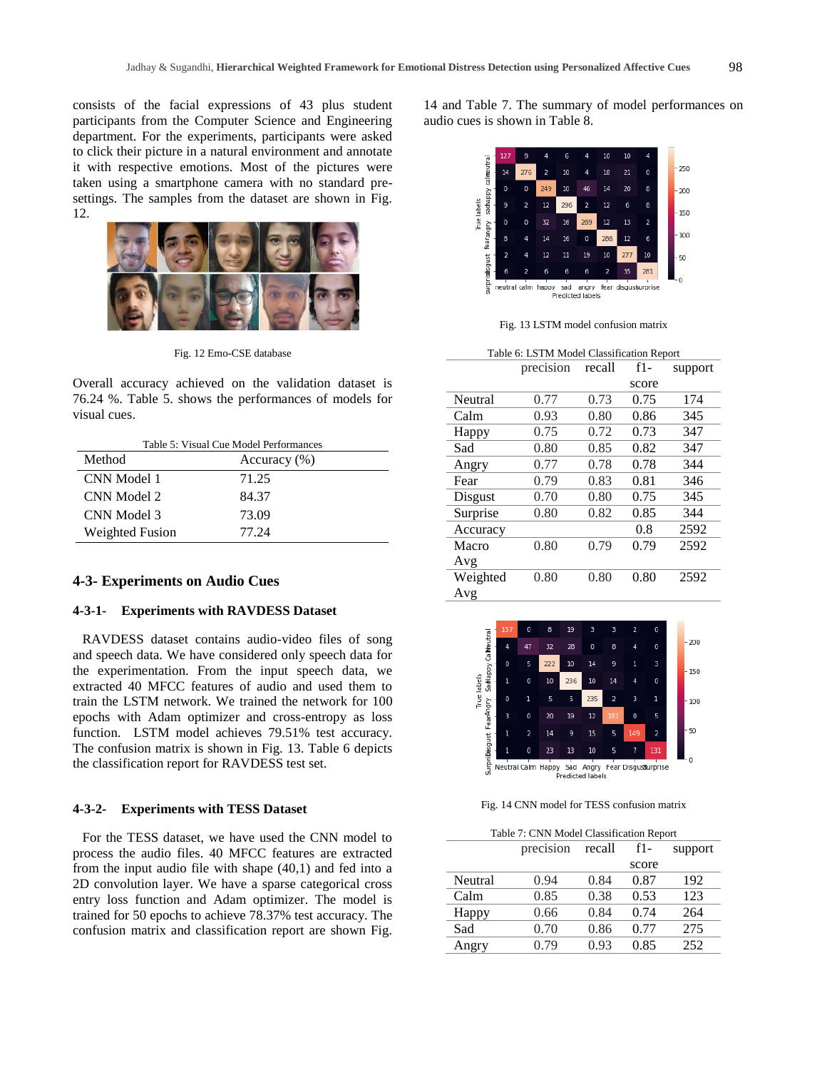consists of the facial expressions of 43 plus student participants from the Computer Science and Engineering department. For the experiments, participants were asked to click their picture in a natural environment and annotate it with respective emotions. Most of the pictures were taken using a smartphone camera with no standard pre-settings. The samples from the dataset are shown in Fig. 12.

Fig. 12 Emo-CSE database

Overall accuracy achieved on the validation dataset is 76.24 %. Table 5. shows the performances of models for visual cues.

Table 5: Visual Cue Model Performances

| Method | Accuracy (%) |
|---|---|
| CNN Model 1 | 71.25 |
| CNN Model 2 | 84.37 |
| CNN Model 3 | 73.09 |
| Weighted Fusion | 77.24 |

## 4-3- Experiments on Audio Cues

### 4-3-1- Experiments with RAVDESS Dataset

RAVDESS dataset contains audio-video files of song and speech data. We have considered only speech data for the experimentation. From the input speech data, we extracted 40 MFCC features of audio and used them to train the LSTM network. We trained the network for 100 epochs with Adam optimizer and cross-entropy as loss function. LSTM model achieves 79.51% test accuracy. The confusion matrix is shown in Fig. 13. Table 6 depicts the classification report for RAVDESS test set.

### 4-3-2- Experiments with TESS Dataset

For the TESS dataset, we have used the CNN model to process the audio files. 40 MFCC features are extracted from the input audio file with shape (40,1) and fed into a 2D convolution layer. We have a sparse categorical cross entropy loss function and Adam optimizer. The model is trained for 50 epochs to achieve 78.37% test accuracy. The confusion matrix and classification report are shown Fig. 14 and Table 7. The summary of model performances on audio cues is shown in Table 8.

Fig. 13 LSTM model confusion matrix

Table 6: LSTM Model Classification Report

| | precision | recall | f1-score | support |
|---|---|---|---|---|
| Neutral | 0.77 | 0.73 | 0.75 | 174 |
| Calm | 0.93 | 0.80 | 0.86 | 345 |
| Happy | 0.75 | 0.72 | 0.73 | 347 |
| Sad | 0.80 | 0.85 | 0.82 | 347 |
| Angry | 0.77 | 0.78 | 0.78 | 344 |
| Fear | 0.79 | 0.83 | 0.81 | 346 |
| Disgust | 0.70 | 0.80 | 0.75 | 345 |
| Surprise | 0.80 | 0.82 | 0.85 | 344 |
| Accuracy | | | 0.8 | 2592 |
| Macro Avg | 0.80 | 0.79 | 0.79 | 2592 |
| Weighted Avg | 0.80 | 0.80 | 0.80 | 2592 |

Fig. 14 CNN model for TESS confusion matrix

Table 7: CNN Model Classification Report

| | precision | recall | f1-score | support |
|---|---|---|---|---|
| Neutral | 0.94 | 0.84 | 0.87 | 192 |
| Calm | 0.85 | 0.38 | 0.53 | 123 |
| Happy | 0.66 | 0.84 | 0.74 | 264 |
| Sad | 0.70 | 0.86 | 0.77 | 275 |
| Angry | 0.79 | 0.93 | 0.85 | 252 |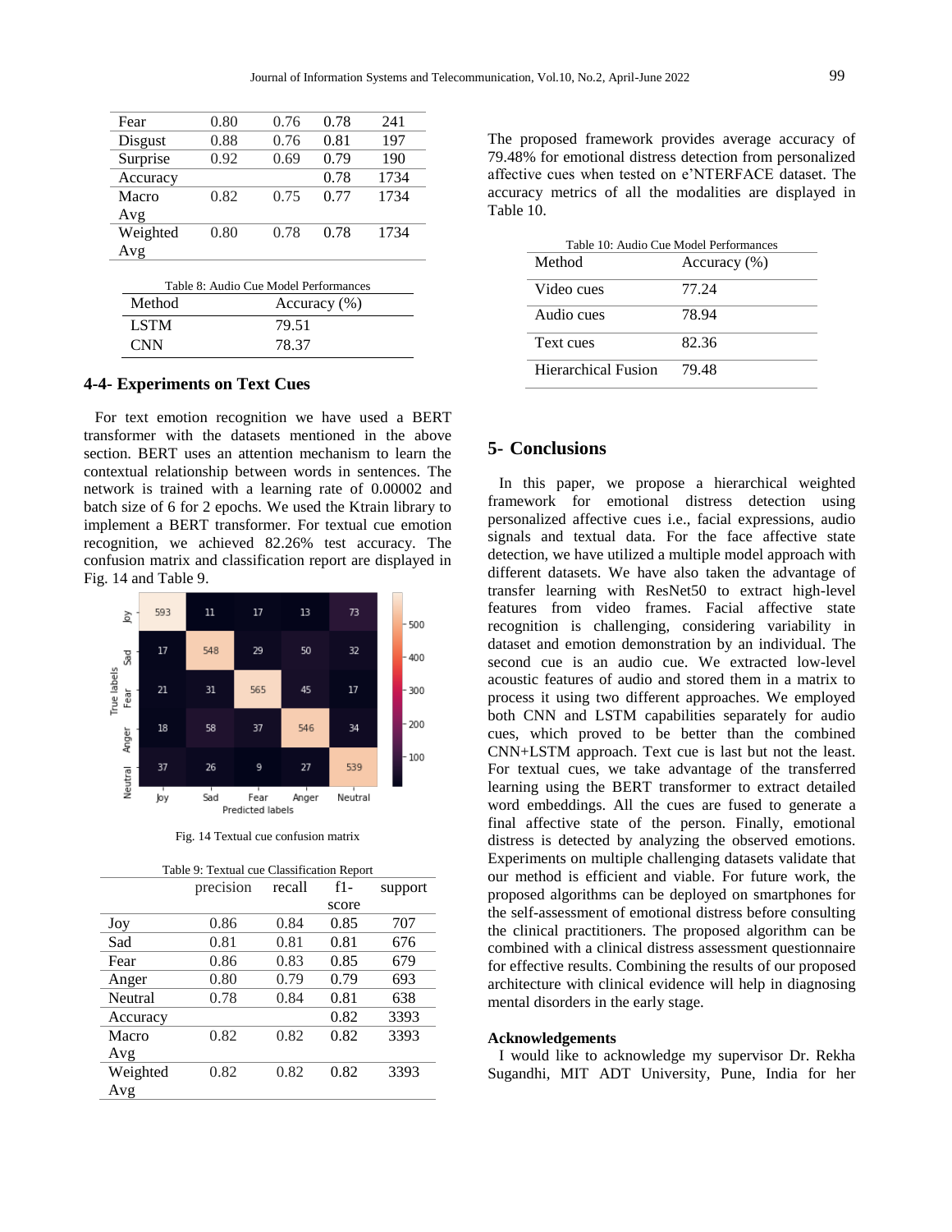| | | | | |
|---|---|---|---|---|
| Fear | 0.80 | 0.76 | 0.78 | 241 |
| Disgust | 0.88 | 0.76 | 0.81 | 197 |
| Surprise | 0.92 | 0.69 | 0.79 | 190 |
| Accuracy | | | 0.78 | 1734 |
| Macro Avg | 0.82 | 0.75 | 0.77 | 1734 |
| Weighted Avg | 0.80 | 0.78 | 0.78 | 1734 |

Table 8: Audio Cue Model Performances

| Method | Accuracy (%) |
|---|---|
| LSTM | 79.51 |
| CNN | 78.37 |

### 4-4- Experiments on Text Cues

For text emotion recognition we have used a BERT transformer with the datasets mentioned in the above section. BERT uses an attention mechanism to learn the contextual relationship between words in sentences. The network is trained with a learning rate of 0.00002 and batch size of 6 for 2 epochs. We used the Ktrain library to implement a BERT transformer. For textual cue emotion recognition, we achieved 82.26% test accuracy. The confusion matrix and classification report are displayed in Fig. 14 and Table 9.

| True labels \ Predicted labels | Joy | Sad | Fear | Anger | Neutral |
|---|---|---|---|---|---|
| Joy | 593 | 11 | 17 | 13 | 73 |
| Sad | 17 | 548 | 29 | 50 | 32 |
| Fear | 21 | 31 | 565 | 45 | 17 |
| Anger | 18 | 58 | 37 | 546 | 34 |
| Neutral | 37 | 26 | 9 | 27 | 539 |

Fig. 14 Textual cue confusion matrix

Table 9: Textual cue Classification Report

| | precision | recall | f1-score | support |
|---|---|---|---|---|
| Joy | 0.86 | 0.84 | 0.85 | 707 |
| Sad | 0.81 | 0.81 | 0.81 | 676 |
| Fear | 0.86 | 0.83 | 0.85 | 679 |
| Anger | 0.80 | 0.79 | 0.79 | 693 |
| Neutral | 0.78 | 0.84 | 0.81 | 638 |
| Accuracy | | | 0.82 | 3393 |
| Macro Avg | 0.82 | 0.82 | 0.82 | 3393 |
| Weighted Avg | 0.82 | 0.82 | 0.82 | 3393 |

The proposed framework provides average accuracy of 79.48% for emotional distress detection from personalized affective cues when tested on e'NTERFACE dataset. The accuracy metrics of all the modalities are displayed in Table 10.

Table 10: Audio Cue Model Performances

| Method | Accuracy (%) |
|---|---|
| Video cues | 77.24 |
| Audio cues | 78.94 |
| Text cues | 82.36 |
| Hierarchical Fusion | 79.48 |

## 5- Conclusions

In this paper, we propose a hierarchical weighted framework for emotional distress detection using personalized affective cues i.e., facial expressions, audio signals and textual data. For the face affective state detection, we have utilized a multiple model approach with different datasets. We have also taken the advantage of transfer learning with ResNet50 to extract high-level features from video frames. Facial affective state recognition is challenging, considering variability in dataset and emotion demonstration by an individual. The second cue is an audio cue. We extracted low-level acoustic features of audio and stored them in a matrix to process it using two different approaches. We employed both CNN and LSTM capabilities separately for audio cues, which proved to be better than the combined CNN+LSTM approach. Text cue is last but not the least. For textual cues, we take advantage of the transferred learning using the BERT transformer to extract detailed word embeddings. All the cues are fused to generate a final affective state of the person. Finally, emotional distress is detected by analyzing the observed emotions. Experiments on multiple challenging datasets validate that our method is efficient and viable. For future work, the proposed algorithms can be deployed on smartphones for the self-assessment of emotional distress before consulting the clinical practitioners. The proposed algorithm can be combined with a clinical distress assessment questionnaire for effective results. Combining the results of our proposed architecture with clinical evidence will help in diagnosing mental disorders in the early stage.

### Acknowledgements

I would like to acknowledge my supervisor Dr. Rekha Sugandhi, MIT ADT University, Pune, India for her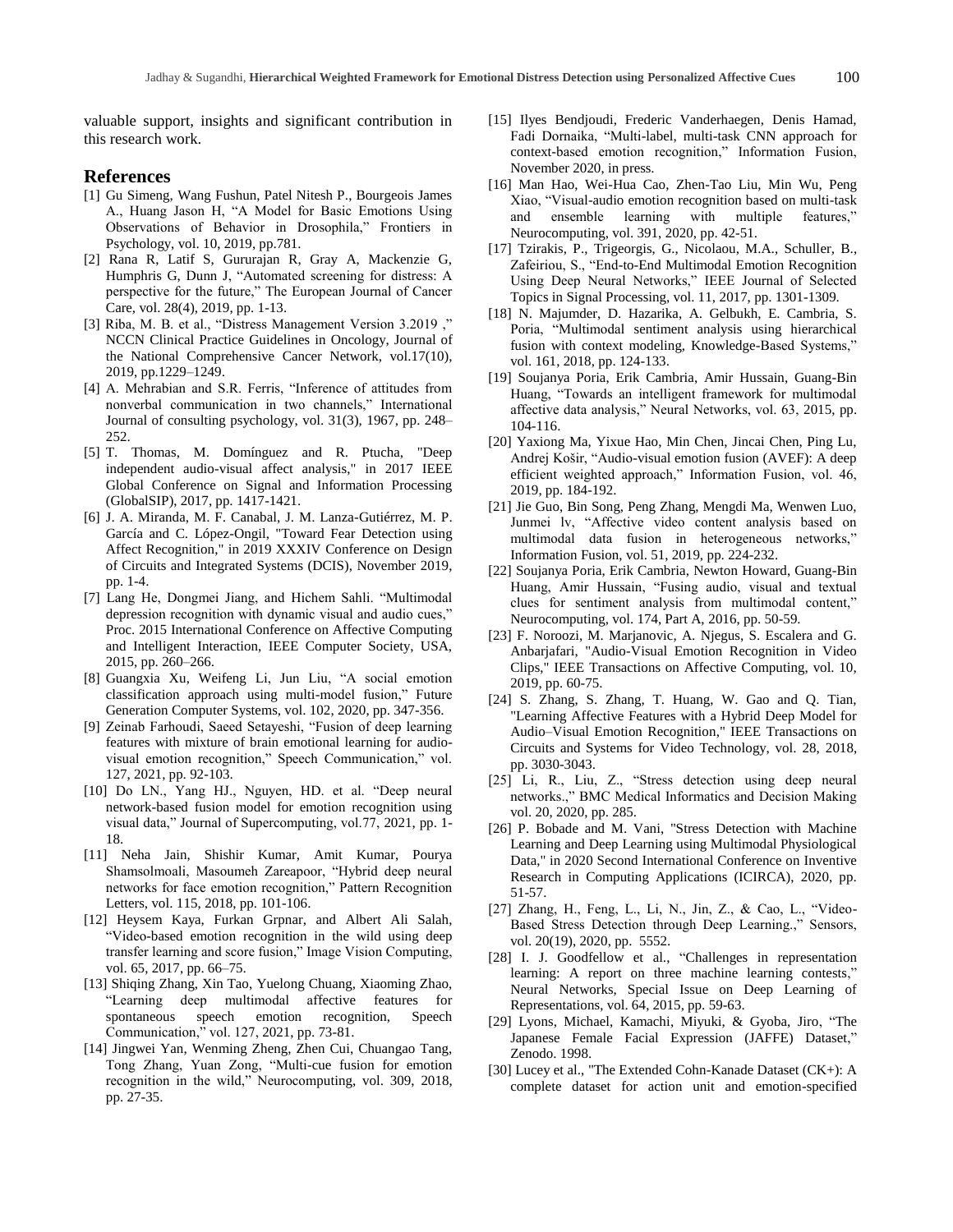valuable support, insights and significant contribution in this research work.

## References

[1] Gu Simeng, Wang Fushun, Patel Nitesh P., Bourgeois James A., Huang Jason H, "A Model for Basic Emotions Using Observations of Behavior in Drosophila," Frontiers in Psychology, vol. 10, 2019, pp.781.

[2] Rana R, Latif S, Gururajan R, Gray A, Mackenzie G, Humphris G, Dunn J, "Automated screening for distress: A perspective for the future," The European Journal of Cancer Care, vol. 28(4), 2019, pp. 1-13.

[3] Riba, M. B. et al., "Distress Management Version 3.2019 ," NCCN Clinical Practice Guidelines in Oncology, Journal of the National Comprehensive Cancer Network, vol.17(10), 2019, pp.1229–1249.

[4] A. Mehrabian and S.R. Ferris, "Inference of attitudes from nonverbal communication in two channels," International Journal of consulting psychology, vol. 31(3), 1967, pp. 248–252.

[5] T. Thomas, M. Domínguez and R. Ptucha, "Deep independent audio-visual affect analysis," in 2017 IEEE Global Conference on Signal and Information Processing (GlobalSIP), 2017, pp. 1417-1421.

[6] J. A. Miranda, M. F. Canabal, J. M. Lanza-Gutiérrez, M. P. García and C. López-Ongil, "Toward Fear Detection using Affect Recognition," in 2019 XXXIV Conference on Design of Circuits and Integrated Systems (DCIS), November 2019, pp. 1-4.

[7] Lang He, Dongmei Jiang, and Hichem Sahli. "Multimodal depression recognition with dynamic visual and audio cues," Proc. 2015 International Conference on Affective Computing and Intelligent Interaction, IEEE Computer Society, USA, 2015, pp. 260–266.

[8] Guangxia Xu, Weifeng Li, Jun Liu, "A social emotion classification approach using multi-model fusion," Future Generation Computer Systems, vol. 102, 2020, pp. 347-356.

[9] Zeinab Farhoudi, Saeed Setayeshi, "Fusion of deep learning features with mixture of brain emotional learning for audio-visual emotion recognition," Speech Communication," vol. 127, 2021, pp. 92-103.

[10] Do LN., Yang HJ., Nguyen, HD. et al. "Deep neural network-based fusion model for emotion recognition using visual data," Journal of Supercomputing, vol.77, 2021, pp. 1-18.

[11] Neha Jain, Shishir Kumar, Amit Kumar, Pourya Shamsolmoali, Masoumeh Zareapoor, "Hybrid deep neural networks for face emotion recognition," Pattern Recognition Letters, vol. 115, 2018, pp. 101-106.

[12] Heysem Kaya, Furkan Grpnar, and Albert Ali Salah, "Video-based emotion recognition in the wild using deep transfer learning and score fusion," Image Vision Computing, vol. 65, 2017, pp. 66–75.

[13] Shiqing Zhang, Xin Tao, Yuelong Chuang, Xiaoming Zhao, "Learning deep multimodal affective features for spontaneous speech emotion recognition, Speech Communication," vol. 127, 2021, pp. 73-81.

[14] Jingwei Yan, Wenming Zheng, Zhen Cui, Chuangao Tang, Tong Zhang, Yuan Zong, "Multi-cue fusion for emotion recognition in the wild," Neurocomputing, vol. 309, 2018, pp. 27-35.

[15] Ilyes Bendjoudi, Frederic Vanderhaegen, Denis Hamad, Fadi Dornaika, "Multi-label, multi-task CNN approach for context-based emotion recognition," Information Fusion, November 2020, in press.

[16] Man Hao, Wei-Hua Cao, Zhen-Tao Liu, Min Wu, Peng Xiao, "Visual-audio emotion recognition based on multi-task and ensemble learning with multiple features," Neurocomputing, vol. 391, 2020, pp. 42-51.

[17] Tzirakis, P., Trigeorgis, G., Nicolaou, M.A., Schuller, B., Zafeiriou, S., "End-to-End Multimodal Emotion Recognition Using Deep Neural Networks," IEEE Journal of Selected Topics in Signal Processing, vol. 11, 2017, pp. 1301-1309.

[18] N. Majumder, D. Hazarika, A. Gelbukh, E. Cambria, S. Poria, "Multimodal sentiment analysis using hierarchical fusion with context modeling, Knowledge-Based Systems," vol. 161, 2018, pp. 124-133.

[19] Soujanya Poria, Erik Cambria, Amir Hussain, Guang-Bin Huang, "Towards an intelligent framework for multimodal affective data analysis," Neural Networks, vol. 63, 2015, pp. 104-116.

[20] Yaxiong Ma, Yixue Hao, Min Chen, Jincai Chen, Ping Lu, Andrej Košir, "Audio-visual emotion fusion (AVEF): A deep efficient weighted approach," Information Fusion, vol. 46, 2019, pp. 184-192.

[21] Jie Guo, Bin Song, Peng Zhang, Mengdi Ma, Wenwen Luo, Junmei lv, "Affective video content analysis based on multimodal data fusion in heterogeneous networks," Information Fusion, vol. 51, 2019, pp. 224-232.

[22] Soujanya Poria, Erik Cambria, Newton Howard, Guang-Bin Huang, Amir Hussain, "Fusing audio, visual and textual clues for sentiment analysis from multimodal content," Neurocomputing, vol. 174, Part A, 2016, pp. 50-59.

[23] F. Noroozi, M. Marjanovic, A. Njegus, S. Escalera and G. Anbarjafari, "Audio-Visual Emotion Recognition in Video Clips," IEEE Transactions on Affective Computing, vol. 10, 2019, pp. 60-75.

[24] S. Zhang, S. Zhang, T. Huang, W. Gao and Q. Tian, "Learning Affective Features with a Hybrid Deep Model for Audio–Visual Emotion Recognition," IEEE Transactions on Circuits and Systems for Video Technology, vol. 28, 2018, pp. 3030-3043.

[25] Li, R., Liu, Z., "Stress detection using deep neural networks.," BMC Medical Informatics and Decision Making vol. 20, 2020, pp. 285.

[26] P. Bobade and M. Vani, "Stress Detection with Machine Learning and Deep Learning using Multimodal Physiological Data," in 2020 Second International Conference on Inventive Research in Computing Applications (ICIRCA), 2020, pp. 51-57.

[27] Zhang, H., Feng, L., Li, N., Jin, Z., & Cao, L., "Video-Based Stress Detection through Deep Learning.," Sensors, vol. 20(19), 2020, pp. 5552.

[28] I. J. Goodfellow et al., "Challenges in representation learning: A report on three machine learning contests," Neural Networks, Special Issue on Deep Learning of Representations, vol. 64, 2015, pp. 59-63.

[29] Lyons, Michael, Kamachi, Miyuki, & Gyoba, Jiro, "The Japanese Female Facial Expression (JAFFE) Dataset," Zenodo. 1998.

[30] Lucey et al., "The Extended Cohn-Kanade Dataset (CK+): A complete dataset for action unit and emotion-specified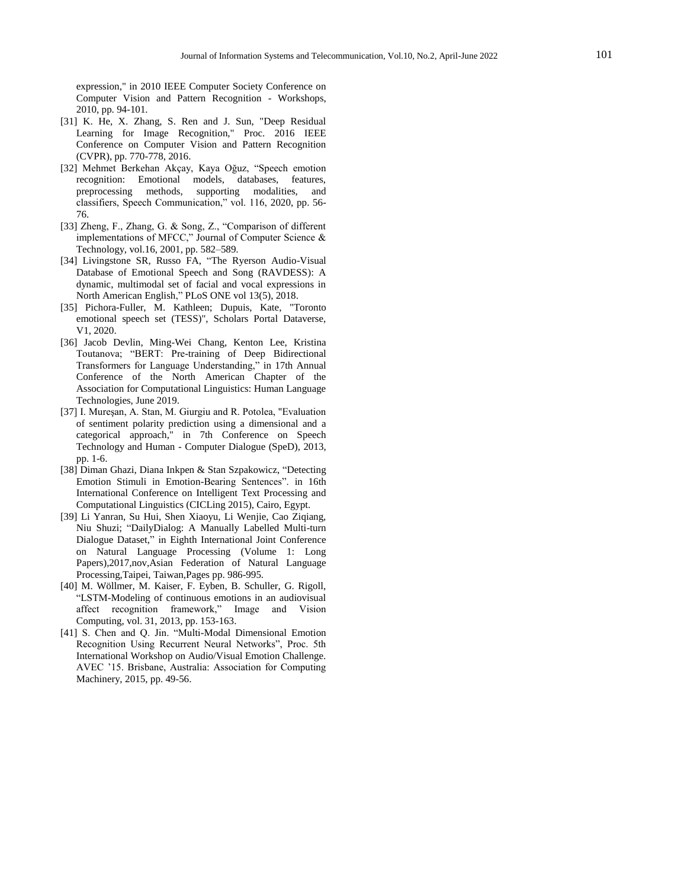expression," in 2010 IEEE Computer Society Conference on Computer Vision and Pattern Recognition - Workshops, 2010, pp. 94-101.

[31] K. He, X. Zhang, S. Ren and J. Sun, "Deep Residual Learning for Image Recognition," Proc. 2016 IEEE Conference on Computer Vision and Pattern Recognition (CVPR), pp. 770-778, 2016.

[32] Mehmet Berkehan Akçay, Kaya Oğuz, "Speech emotion recognition: Emotional models, databases, features, preprocessing methods, supporting modalities, and classifiers, Speech Communication," vol. 116, 2020, pp. 56-76.

[33] Zheng, F., Zhang, G. & Song, Z., "Comparison of different implementations of MFCC," Journal of Computer Science & Technology, vol.16, 2001, pp. 582–589.

[34] Livingstone SR, Russo FA, "The Ryerson Audio-Visual Database of Emotional Speech and Song (RAVDESS): A dynamic, multimodal set of facial and vocal expressions in North American English," PLoS ONE vol 13(5), 2018.

[35] Pichora-Fuller, M. Kathleen; Dupuis, Kate, "Toronto emotional speech set (TESS)", Scholars Portal Dataverse, V1, 2020.

[36] Jacob Devlin, Ming-Wei Chang, Kenton Lee, Kristina Toutanova; "BERT: Pre-training of Deep Bidirectional Transformers for Language Understanding," in 17th Annual Conference of the North American Chapter of the Association for Computational Linguistics: Human Language Technologies, June 2019.

[37] I. Mureșan, A. Stan, M. Giurgiu and R. Potolea, "Evaluation of sentiment polarity prediction using a dimensional and a categorical approach," in 7th Conference on Speech Technology and Human - Computer Dialogue (SpeD), 2013, pp. 1-6.

[38] Diman Ghazi, Diana Inkpen & Stan Szpakowicz, "Detecting Emotion Stimuli in Emotion-Bearing Sentences". in 16th International Conference on Intelligent Text Processing and Computational Linguistics (CICLing 2015), Cairo, Egypt.

[39] Li Yanran, Su Hui, Shen Xiaoyu, Li Wenjie, Cao Ziqiang, Niu Shuzi; "DailyDialog: A Manually Labelled Multi-turn Dialogue Dataset," in Eighth International Joint Conference on Natural Language Processing (Volume 1: Long Papers),2017,nov,Asian Federation of Natural Language Processing,Taipei, Taiwan,Pages pp. 986-995.

[40] M. Wöllmer, M. Kaiser, F. Eyben, B. Schuller, G. Rigoll, "LSTM-Modeling of continuous emotions in an audiovisual affect recognition framework," Image and Vision Computing, vol. 31, 2013, pp. 153-163.

[41] S. Chen and Q. Jin. "Multi-Modal Dimensional Emotion Recognition Using Recurrent Neural Networks", Proc. 5th International Workshop on Audio/Visual Emotion Challenge. AVEC '15. Brisbane, Australia: Association for Computing Machinery, 2015, pp. 49-56.